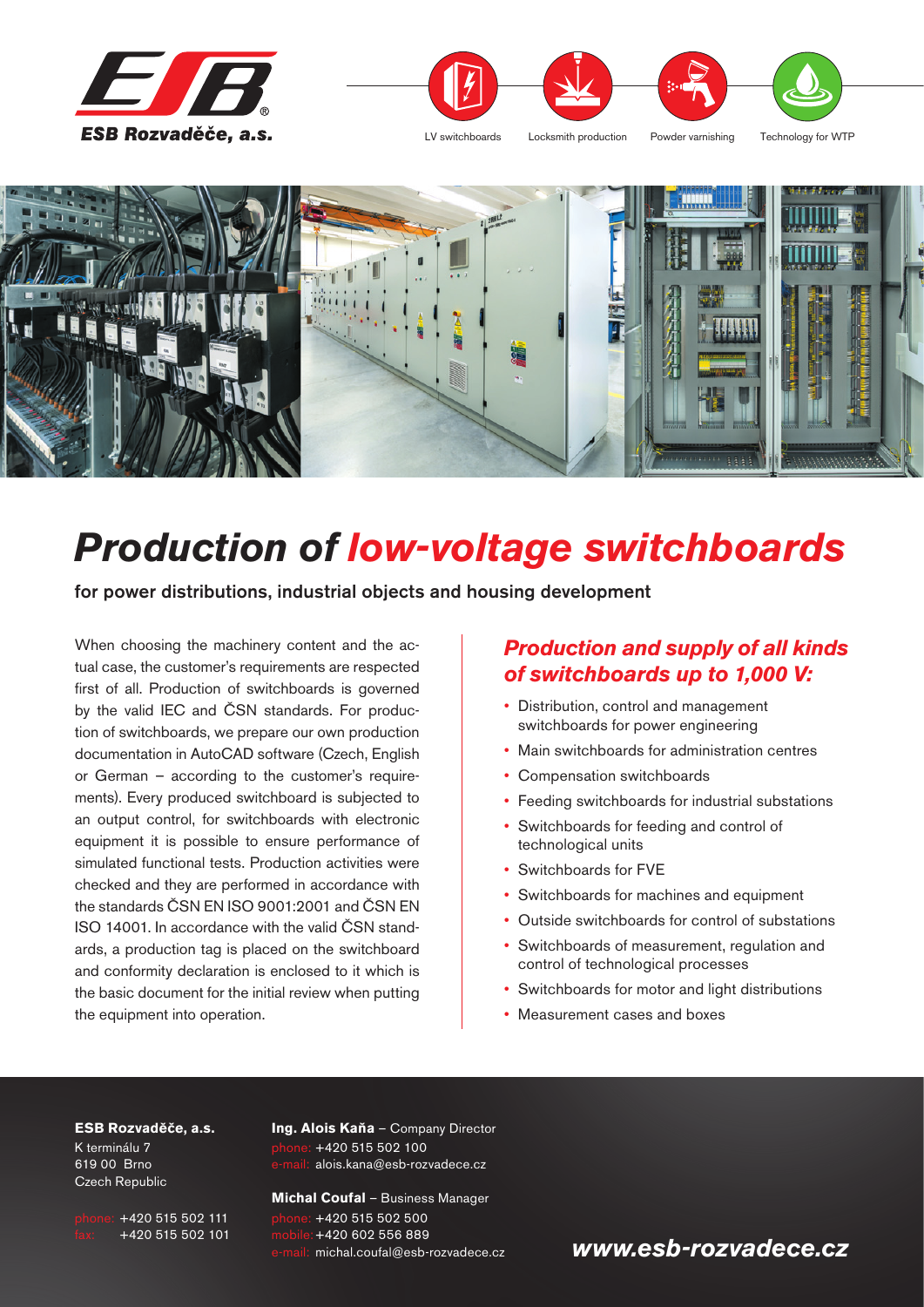ESB Rozvaděče, a.s.

LV switchboards | Locksmith production | Powder varnishing | Technology for WTP

# *Production of low-voltage switchboards*

**for power distributions, industrial objects and housing development**

When choosing the machinery content and the actual case, the customer's requirements are respected first of all. Production of switchboards is governed by the valid IEC and ČSN standards. For production of switchboards, we prepare our own production documentation in AutoCAD software (Czech, English or German – according to the customer's requirements). Every produced switchboard is subjected to an output control, for switchboards with electronic equipment it is possible to ensure performance of simulated functional tests. Production activities were checked and they are performed in accordance with the standards ČSN EN ISO 9001:2001 and ČSN EN ISO 14001. In accordance with the valid ČSN standards, a production tag is placed on the switchboard and conformity declaration is enclosed to it which is the basic document for the initial review when putting the equipment into operation.

## *Production and supply of all kinds of switchboards up to 1,000 V:*

- Distribution, control and management switchboards for power engineering
- Main switchboards for administration centres
- Compensation switchboards
- Feeding switchboards for industrial substations
- Switchboards for feeding and control of technological units
- Switchboards for FVE
- Switchboards for machines and equipment
- Outside switchboards for control of substations
- Switchboards of measurement, regulation and control of technological processes
- Switchboards for motor and light distributions
- Measurement cases and boxes

**ESB Rozvaděče, a.s.**
K terminálu 7
619 00 Brno
Czech Republic

phone: +420 515 502 111
fax: +420 515 502 101

**Ing. Alois Kaňa** – Company Director
phone: +420 515 502 100
e-mail: alois.kana@esb-rozvadece.cz

**Michal Coufal** – Business Manager
phone: +420 515 502 500
mobile: +420 602 556 889
e-mail: michal.coufal@esb-rozvadece.cz

***www.esb-rozvadece.cz***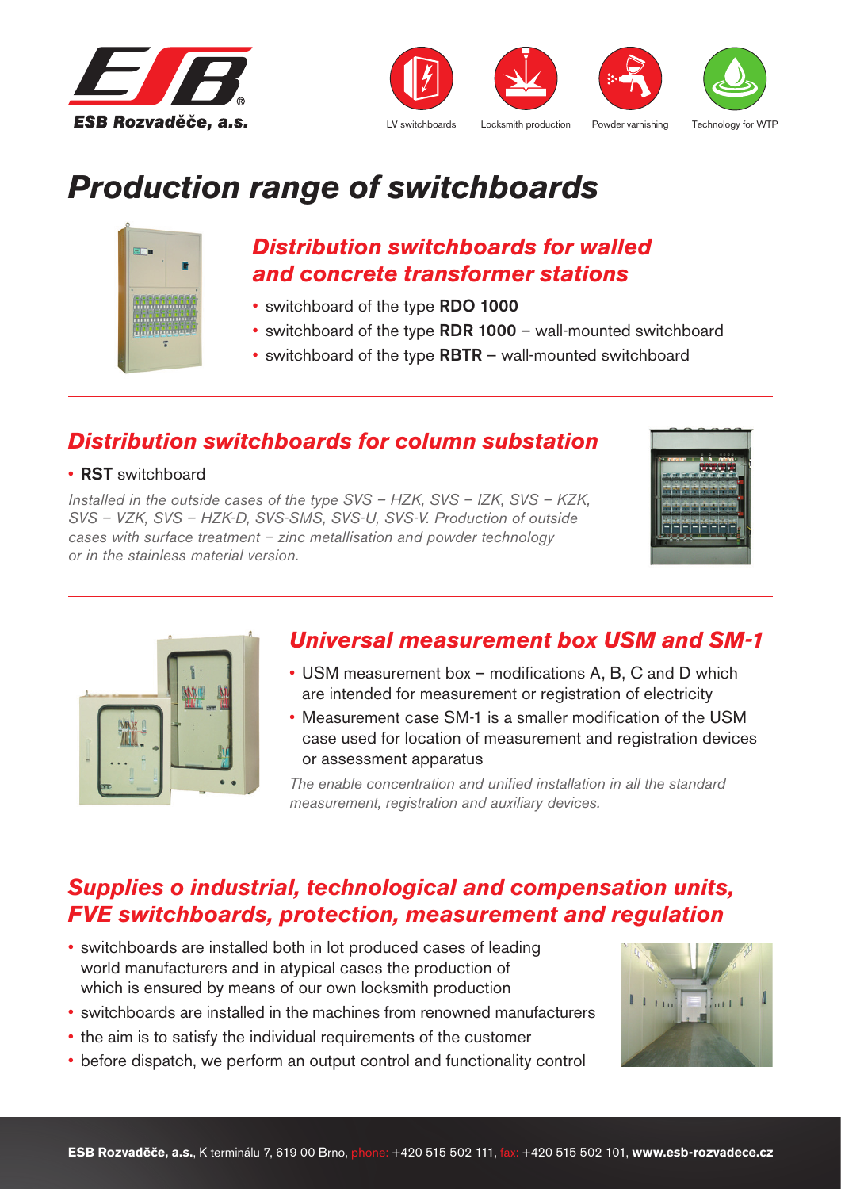ESB Rozvaděče, a.s.

LV switchboards | Locksmith production | Powder varnishing | Technology for WTP

# Production range of switchboards

## Distribution switchboards for walled and concrete transformer stations

- switchboard of the type **RDO 1000**
- switchboard of the type **RDR 1000** – wall-mounted switchboard
- switchboard of the type **RBTR** – wall-mounted switchboard

## Distribution switchboards for column substation

- **RST** switchboard

*Installed in the outside cases of the type SVS – HZK, SVS – IZK, SVS – KZK, SVS – VZK, SVS – HZK-D, SVS-SMS, SVS-U, SVS-V. Production of outside cases with surface treatment – zinc metallisation and powder technology or in the stainless material version.*

## Universal measurement box USM and SM-1

- USM measurement box – modifications A, B, C and D which are intended for measurement or registration of electricity
- Measurement case SM-1 is a smaller modification of the USM case used for location of measurement and registration devices or assessment apparatus

*The enable concentration and unified installation in all the standard measurement, registration and auxiliary devices.*

## Supplies o industrial, technological and compensation units, FVE switchboards, protection, measurement and regulation

- switchboards are installed both in lot produced cases of leading world manufacturers and in atypical cases the production of which is ensured by means of our own locksmith production
- switchboards are installed in the machines from renowned manufacturers
- the aim is to satisfy the individual requirements of the customer
- before dispatch, we perform an output control and functionality control

**ESB Rozvaděče, a.s.**, K terminálu 7, 619 00 Brno, phone: +420 515 502 111, fax: +420 515 502 101, **www.esb-rozvadece.cz**